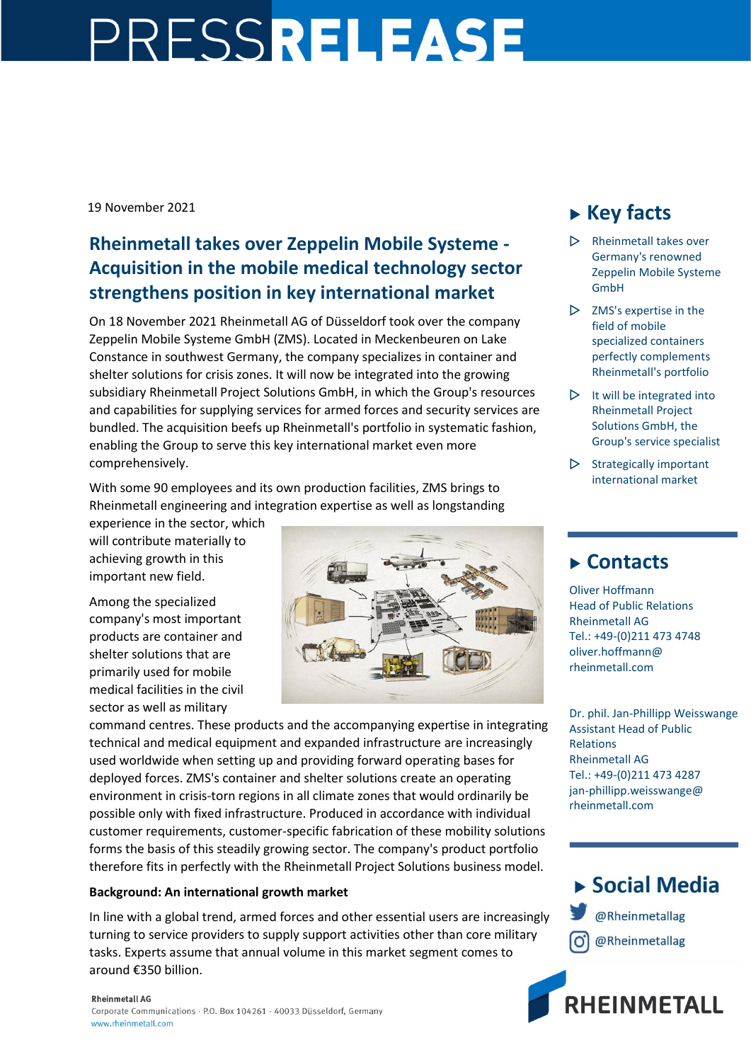# PRESSRELEASE

19 November 2021

## Rheinmetall takes over Zeppelin Mobile Systeme - Acquisition in the mobile medical technology sector strengthens position in key international market

On 18 November 2021 Rheinmetall AG of Düsseldorf took over the company Zeppelin Mobile Systeme GmbH (ZMS). Located in Meckenbeuren on Lake Constance in southwest Germany, the company specializes in container and shelter solutions for crisis zones. It will now be integrated into the growing subsidiary Rheinmetall Project Solutions GmbH, in which the Group's resources and capabilities for supplying services for armed forces and security services are bundled. The acquisition beefs up Rheinmetall's portfolio in systematic fashion, enabling the Group to serve this key international market even more comprehensively.

With some 90 employees and its own production facilities, ZMS brings to Rheinmetall engineering and integration expertise as well as longstanding experience in the sector, which will contribute materially to achieving growth in this important new field.

Among the specialized company's most important products are container and shelter solutions that are primarily used for mobile medical facilities in the civil sector as well as military command centres. These products and the accompanying expertise in integrating technical and medical equipment and expanded infrastructure are increasingly used worldwide when setting up and providing forward operating bases for deployed forces. ZMS's container and shelter solutions create an operating environment in crisis-torn regions in all climate zones that would ordinarily be possible only with fixed infrastructure. Produced in accordance with individual customer requirements, customer-specific fabrication of these mobility solutions forms the basis of this steadily growing sector. The company's product portfolio therefore fits in perfectly with the Rheinmetall Project Solutions business model.

**Background: An international growth market**

In line with a global trend, armed forces and other essential users are increasingly turning to service providers to supply support activities other than core military tasks. Experts assume that annual volume in this market segment comes to around €350 billion.

### Key facts

- Rheinmetall takes over Germany's renowned Zeppelin Mobile Systeme GmbH
- ZMS's expertise in the field of mobile specialized containers perfectly complements Rheinmetall's portfolio
- It will be integrated into Rheinmetall Project Solutions GmbH, the Group's service specialist
- Strategically important international market

### Contacts

Oliver Hoffmann
Head of Public Relations
Rheinmetall AG
Tel.: +49-(0)211 473 4748
oliver.hoffmann@rheinmetall.com

Dr. phil. Jan-Phillipp Weisswange
Assistant Head of Public Relations
Rheinmetall AG
Tel.: +49-(0)211 473 4287
jan-phillipp.weisswange@rheinmetall.com

### Social Media

@Rheinmetallag
@Rheinmetallag

Rheinmetall AG
Corporate Communications · P.O. Box 104261 · 40033 Düsseldorf, Germany
www.rheinmetall.com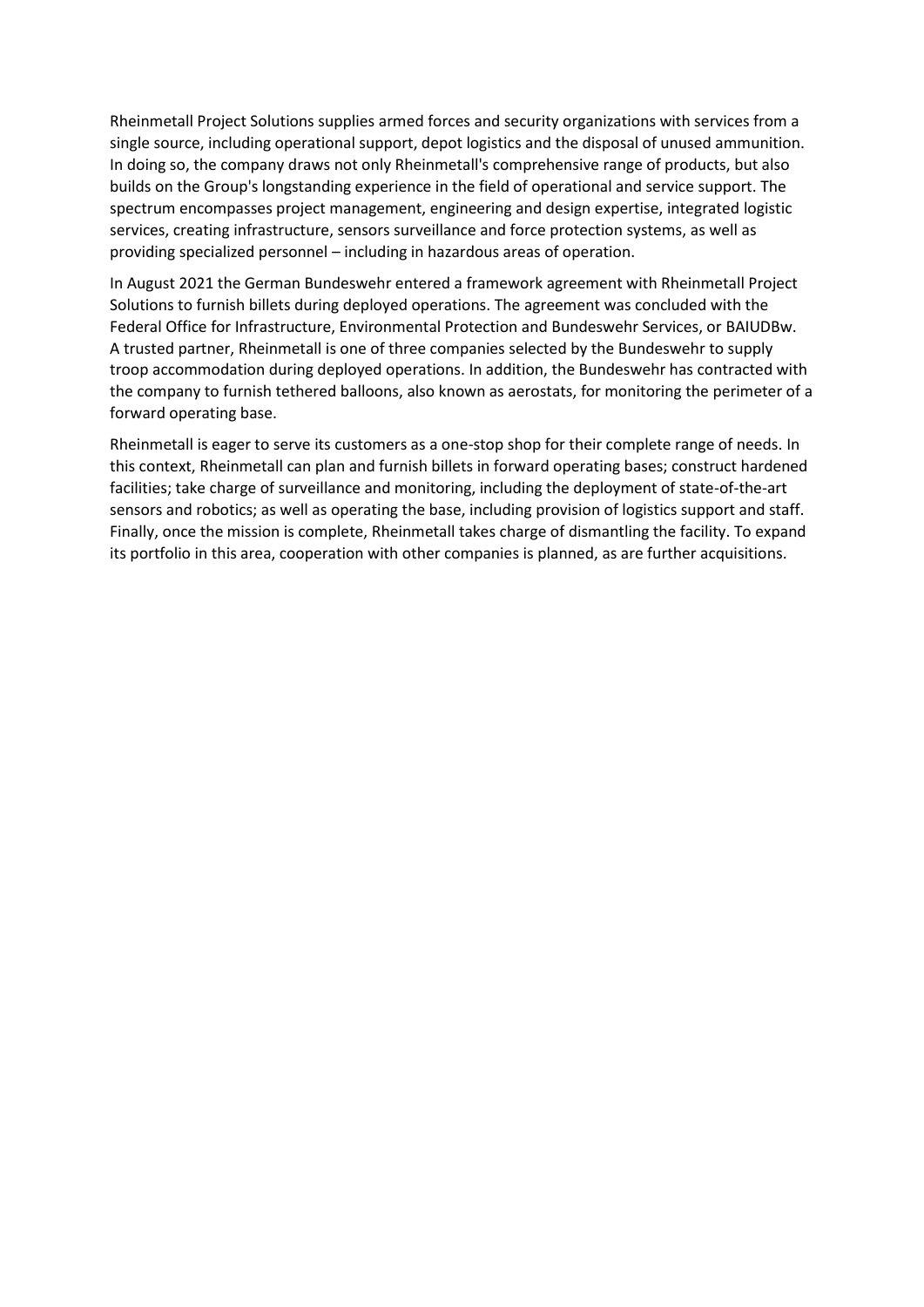Rheinmetall Project Solutions supplies armed forces and security organizations with services from a single source, including operational support, depot logistics and the disposal of unused ammunition. In doing so, the company draws not only Rheinmetall's comprehensive range of products, but also builds on the Group's longstanding experience in the field of operational and service support. The spectrum encompasses project management, engineering and design expertise, integrated logistic services, creating infrastructure, sensors surveillance and force protection systems, as well as providing specialized personnel – including in hazardous areas of operation.

In August 2021 the German Bundeswehr entered a framework agreement with Rheinmetall Project Solutions to furnish billets during deployed operations. The agreement was concluded with the Federal Office for Infrastructure, Environmental Protection and Bundeswehr Services, or BAIUDBw. A trusted partner, Rheinmetall is one of three companies selected by the Bundeswehr to supply troop accommodation during deployed operations. In addition, the Bundeswehr has contracted with the company to furnish tethered balloons, also known as aerostats, for monitoring the perimeter of a forward operating base.

Rheinmetall is eager to serve its customers as a one-stop shop for their complete range of needs. In this context, Rheinmetall can plan and furnish billets in forward operating bases; construct hardened facilities; take charge of surveillance and monitoring, including the deployment of state-of-the-art sensors and robotics; as well as operating the base, including provision of logistics support and staff. Finally, once the mission is complete, Rheinmetall takes charge of dismantling the facility. To expand its portfolio in this area, cooperation with other companies is planned, as are further acquisitions.